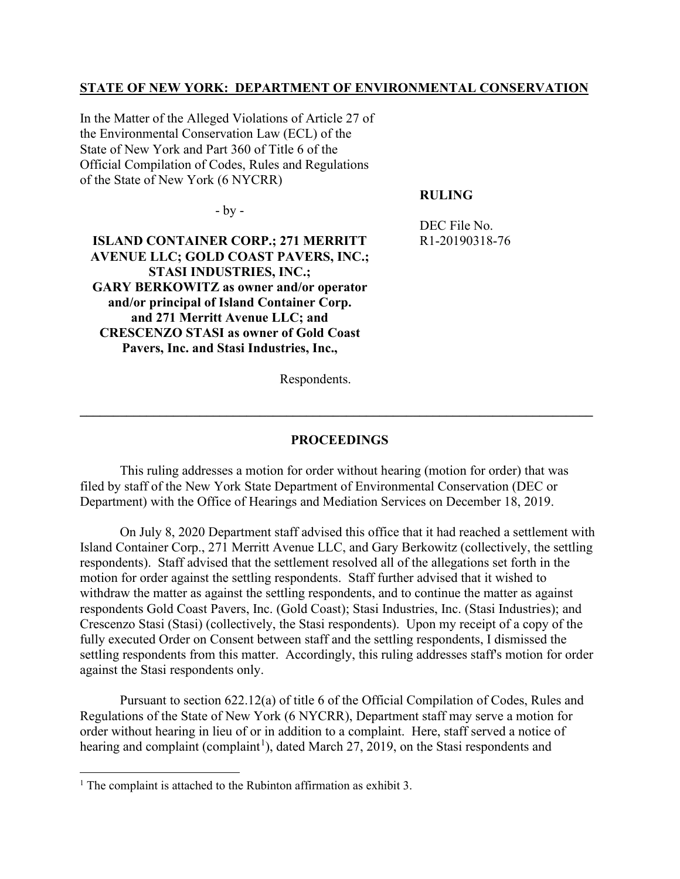**STATE OF NEW YORK: DEPARTMENT OF ENVIRONMENTAL CONSERVATION**

In the Matter of the Alleged Violations of Article 27 of the Environmental Conservation Law (ECL) of the State of New York and Part 360 of Title 6 of the Official Compilation of Codes, Rules and Regulations of the State of New York (6 NYCRR)

- by -

**ISLAND CONTAINER CORP.; 271 MERRITT AVENUE LLC; GOLD COAST PAVERS, INC.; STASI INDUSTRIES, INC.; GARY BERKOWITZ as owner and/or operator and/or principal of Island Container Corp. and 271 Merritt Avenue LLC; and CRESCENZO STASI as owner of Gold Coast Pavers, Inc. and Stasi Industries, Inc.,**

Respondents.

**RULING**

DEC File No. R1-20190318-76

---

**PROCEEDINGS**

This ruling addresses a motion for order without hearing (motion for order) that was filed by staff of the New York State Department of Environmental Conservation (DEC or Department) with the Office of Hearings and Mediation Services on December 18, 2019.

On July 8, 2020 Department staff advised this office that it had reached a settlement with Island Container Corp., 271 Merritt Avenue LLC, and Gary Berkowitz (collectively, the settling respondents). Staff advised that the settlement resolved all of the allegations set forth in the motion for order against the settling respondents. Staff further advised that it wished to withdraw the matter as against the settling respondents, and to continue the matter as against respondents Gold Coast Pavers, Inc. (Gold Coast); Stasi Industries, Inc. (Stasi Industries); and Crescenzo Stasi (Stasi) (collectively, the Stasi respondents). Upon my receipt of a copy of the fully executed Order on Consent between staff and the settling respondents, I dismissed the settling respondents from this matter. Accordingly, this ruling addresses staff's motion for order against the Stasi respondents only.

Pursuant to section 622.12(a) of title 6 of the Official Compilation of Codes, Rules and Regulations of the State of New York (6 NYCRR), Department staff may serve a motion for order without hearing in lieu of or in addition to a complaint. Here, staff served a notice of hearing and complaint (complaint[1]), dated March 27, 2019, on the Stasi respondents and

---

[1] The complaint is attached to the Rubinton affirmation as exhibit 3.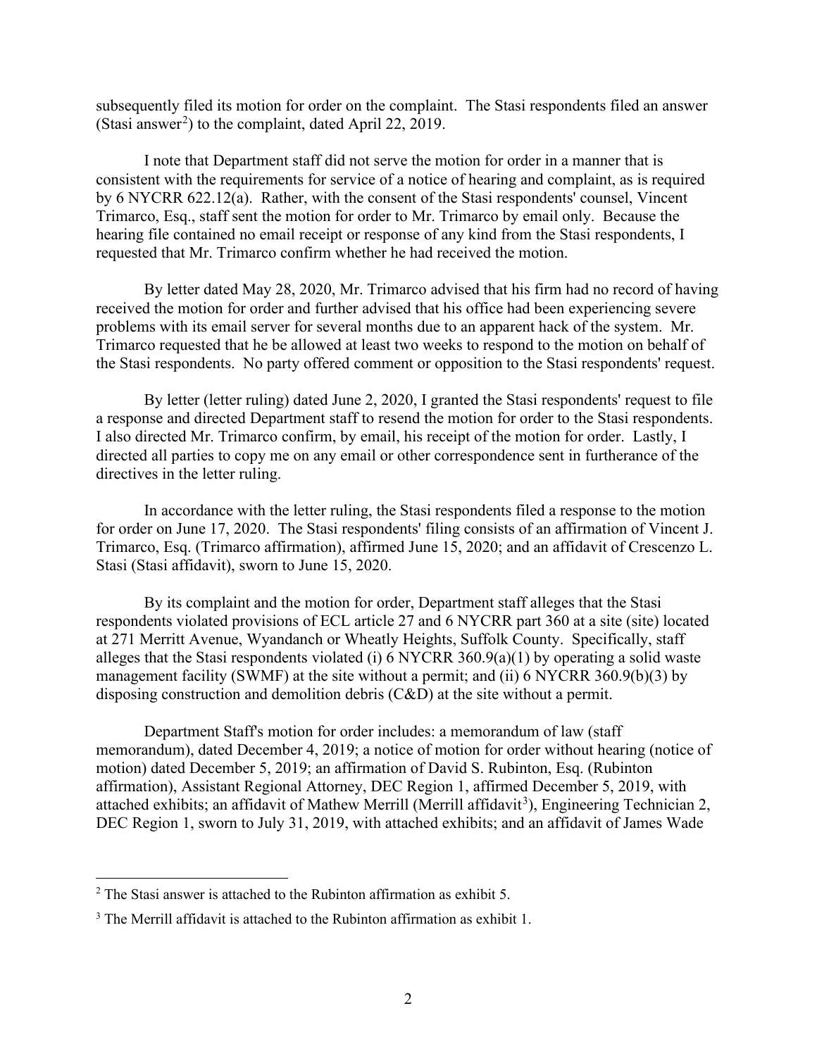subsequently filed its motion for order on the complaint. The Stasi respondents filed an answer (Stasi answer[2]) to the complaint, dated April 22, 2019.

I note that Department staff did not serve the motion for order in a manner that is consistent with the requirements for service of a notice of hearing and complaint, as is required by 6 NYCRR 622.12(a). Rather, with the consent of the Stasi respondents' counsel, Vincent Trimarco, Esq., staff sent the motion for order to Mr. Trimarco by email only. Because the hearing file contained no email receipt or response of any kind from the Stasi respondents, I requested that Mr. Trimarco confirm whether he had received the motion.

By letter dated May 28, 2020, Mr. Trimarco advised that his firm had no record of having received the motion for order and further advised that his office had been experiencing severe problems with its email server for several months due to an apparent hack of the system. Mr. Trimarco requested that he be allowed at least two weeks to respond to the motion on behalf of the Stasi respondents. No party offered comment or opposition to the Stasi respondents' request.

By letter (letter ruling) dated June 2, 2020, I granted the Stasi respondents' request to file a response and directed Department staff to resend the motion for order to the Stasi respondents. I also directed Mr. Trimarco confirm, by email, his receipt of the motion for order. Lastly, I directed all parties to copy me on any email or other correspondence sent in furtherance of the directives in the letter ruling.

In accordance with the letter ruling, the Stasi respondents filed a response to the motion for order on June 17, 2020. The Stasi respondents' filing consists of an affirmation of Vincent J. Trimarco, Esq. (Trimarco affirmation), affirmed June 15, 2020; and an affidavit of Crescenzo L. Stasi (Stasi affidavit), sworn to June 15, 2020.

By its complaint and the motion for order, Department staff alleges that the Stasi respondents violated provisions of ECL article 27 and 6 NYCRR part 360 at a site (site) located at 271 Merritt Avenue, Wyandanch or Wheatly Heights, Suffolk County. Specifically, staff alleges that the Stasi respondents violated (i) 6 NYCRR 360.9(a)(1) by operating a solid waste management facility (SWMF) at the site without a permit; and (ii) 6 NYCRR 360.9(b)(3) by disposing construction and demolition debris (C&D) at the site without a permit.

Department Staff's motion for order includes: a memorandum of law (staff memorandum), dated December 4, 2019; a notice of motion for order without hearing (notice of motion) dated December 5, 2019; an affirmation of David S. Rubinton, Esq. (Rubinton affirmation), Assistant Regional Attorney, DEC Region 1, affirmed December 5, 2019, with attached exhibits; an affidavit of Mathew Merrill (Merrill affidavit[3]), Engineering Technician 2, DEC Region 1, sworn to July 31, 2019, with attached exhibits; and an affidavit of James Wade

---

[2] The Stasi answer is attached to the Rubinton affirmation as exhibit 5.

[3] The Merrill affidavit is attached to the Rubinton affirmation as exhibit 1.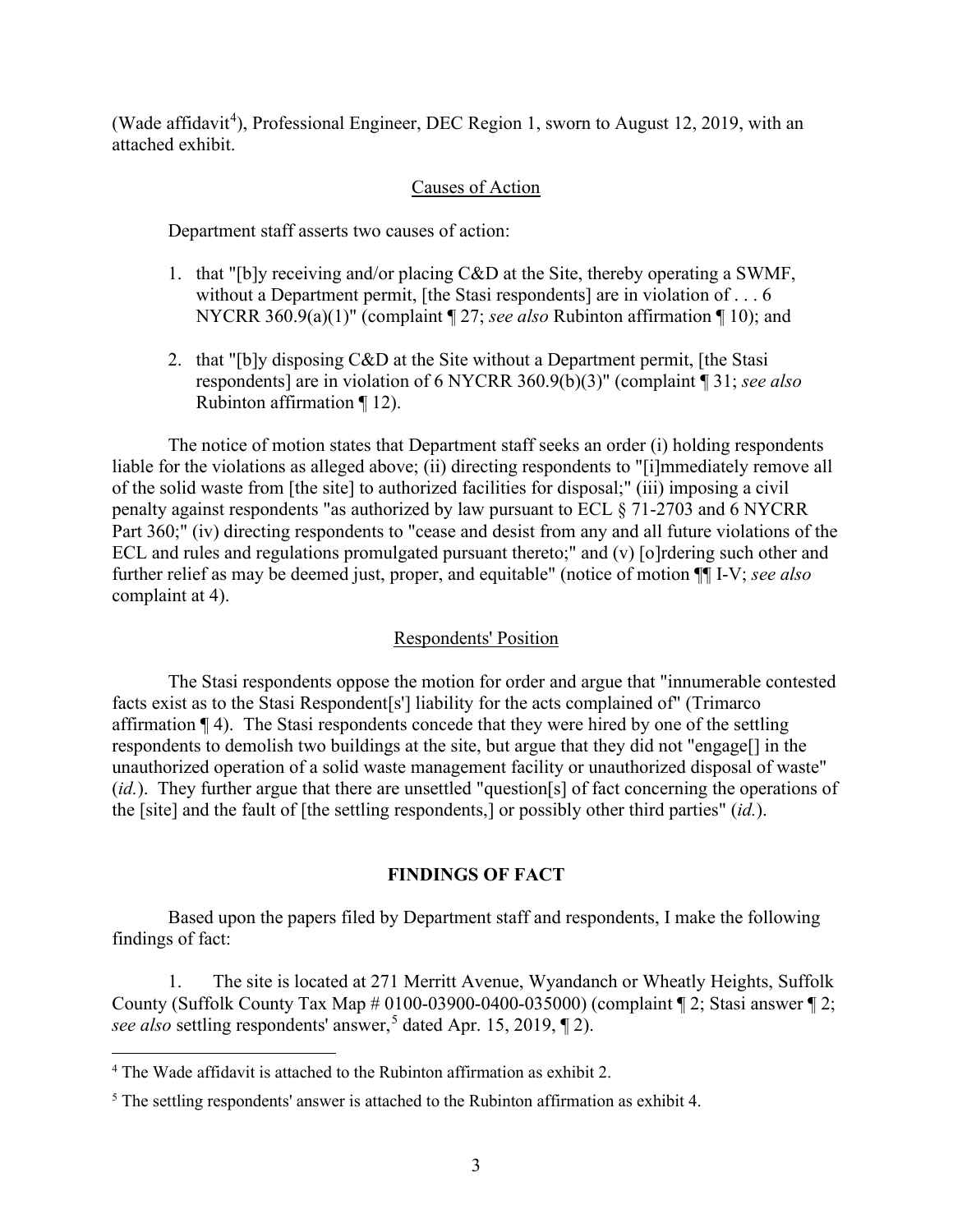(Wade affidavit[4]), Professional Engineer, DEC Region 1, sworn to August 12, 2019, with an attached exhibit.

## Causes of Action

Department staff asserts two causes of action:

1. that "[b]y receiving and/or placing C&D at the Site, thereby operating a SWMF, without a Department permit, [the Stasi respondents] are in violation of . . . 6 NYCRR 360.9(a)(1)" (complaint ¶ 27; *see also* Rubinton affirmation ¶ 10); and

2. that "[b]y disposing C&D at the Site without a Department permit, [the Stasi respondents] are in violation of 6 NYCRR 360.9(b)(3)" (complaint ¶ 31; *see also* Rubinton affirmation ¶ 12).

The notice of motion states that Department staff seeks an order (i) holding respondents liable for the violations as alleged above; (ii) directing respondents to "[i]mmediately remove all of the solid waste from [the site] to authorized facilities for disposal;" (iii) imposing a civil penalty against respondents "as authorized by law pursuant to ECL § 71-2703 and 6 NYCRR Part 360;" (iv) directing respondents to "cease and desist from any and all future violations of the ECL and rules and regulations promulgated pursuant thereto;" and (v) [o]rdering such other and further relief as may be deemed just, proper, and equitable" (notice of motion ¶¶ I-V; *see also* complaint at 4).

## Respondents' Position

The Stasi respondents oppose the motion for order and argue that "innumerable contested facts exist as to the Stasi Respondent[s'] liability for the acts complained of" (Trimarco affirmation ¶ 4). The Stasi respondents concede that they were hired by one of the settling respondents to demolish two buildings at the site, but argue that they did not "engage[] in the unauthorized operation of a solid waste management facility or unauthorized disposal of waste" (*id.*). They further argue that there are unsettled "question[s] of fact concerning the operations of the [site] and the fault of [the settling respondents,] or possibly other third parties" (*id.*).

## FINDINGS OF FACT

Based upon the papers filed by Department staff and respondents, I make the following findings of fact:

1. The site is located at 271 Merritt Avenue, Wyandanch or Wheatly Heights, Suffolk County (Suffolk County Tax Map # 0100-03900-0400-035000) (complaint ¶ 2; Stasi answer ¶ 2; *see also* settling respondents' answer,[5] dated Apr. 15, 2019, ¶ 2).

---

[4] The Wade affidavit is attached to the Rubinton affirmation as exhibit 2.

[5] The settling respondents' answer is attached to the Rubinton affirmation as exhibit 4.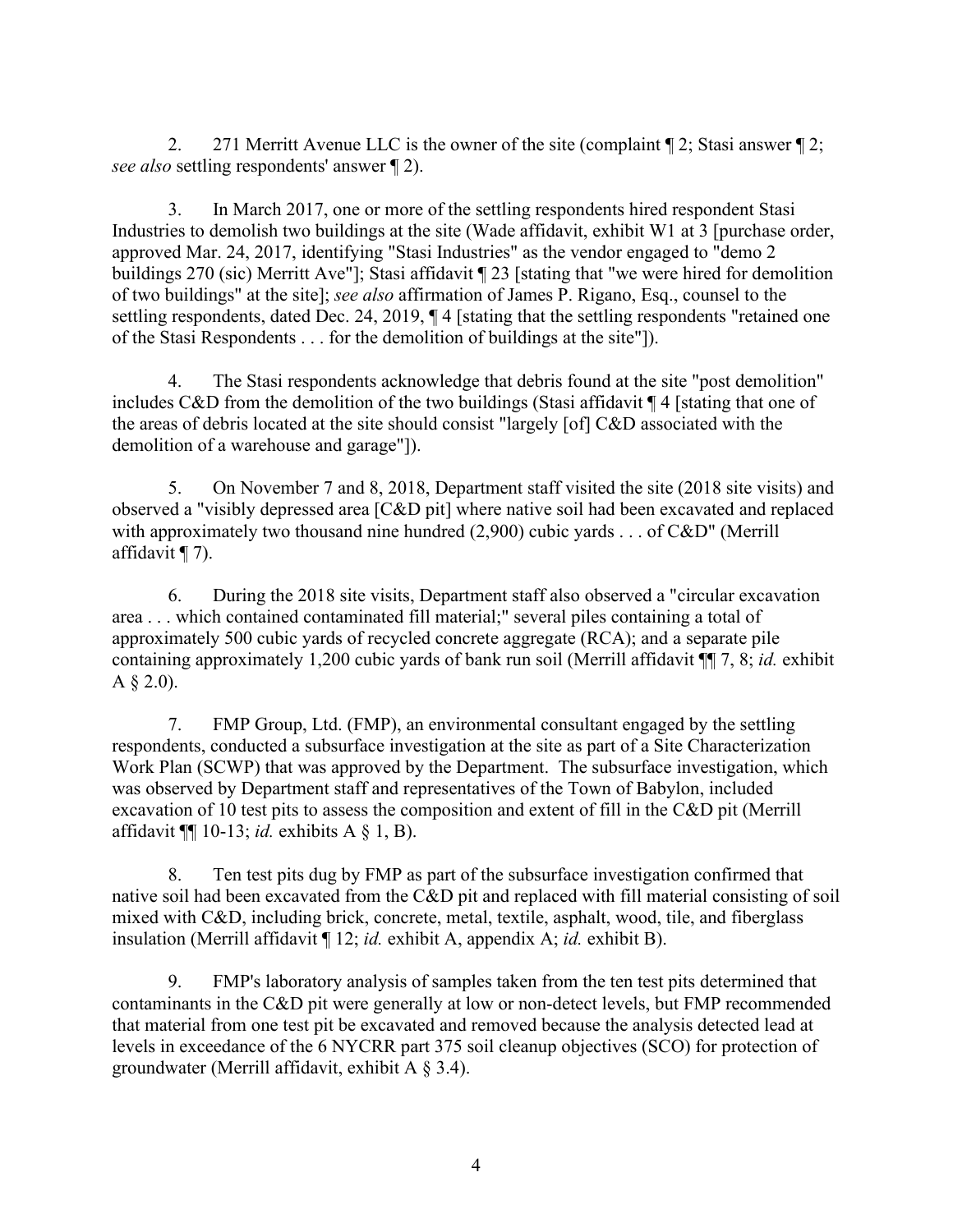2. 271 Merritt Avenue LLC is the owner of the site (complaint ¶ 2; Stasi answer ¶ 2; *see also* settling respondents' answer ¶ 2).

3. In March 2017, one or more of the settling respondents hired respondent Stasi Industries to demolish two buildings at the site (Wade affidavit, exhibit W1 at 3 [purchase order, approved Mar. 24, 2017, identifying "Stasi Industries" as the vendor engaged to "demo 2 buildings 270 (sic) Merritt Ave"]; Stasi affidavit ¶ 23 [stating that "we were hired for demolition of two buildings" at the site]; *see also* affirmation of James P. Rigano, Esq., counsel to the settling respondents, dated Dec. 24, 2019, ¶ 4 [stating that the settling respondents "retained one of the Stasi Respondents . . . for the demolition of buildings at the site"]).

4. The Stasi respondents acknowledge that debris found at the site "post demolition" includes C&D from the demolition of the two buildings (Stasi affidavit ¶ 4 [stating that one of the areas of debris located at the site should consist "largely [of] C&D associated with the demolition of a warehouse and garage"]).

5. On November 7 and 8, 2018, Department staff visited the site (2018 site visits) and observed a "visibly depressed area [C&D pit] where native soil had been excavated and replaced with approximately two thousand nine hundred (2,900) cubic yards . . . of C&D" (Merrill affidavit ¶ 7).

6. During the 2018 site visits, Department staff also observed a "circular excavation area . . . which contained contaminated fill material;" several piles containing a total of approximately 500 cubic yards of recycled concrete aggregate (RCA); and a separate pile containing approximately 1,200 cubic yards of bank run soil (Merrill affidavit ¶¶ 7, 8; *id.* exhibit A § 2.0).

7. FMP Group, Ltd. (FMP), an environmental consultant engaged by the settling respondents, conducted a subsurface investigation at the site as part of a Site Characterization Work Plan (SCWP) that was approved by the Department. The subsurface investigation, which was observed by Department staff and representatives of the Town of Babylon, included excavation of 10 test pits to assess the composition and extent of fill in the C&D pit (Merrill affidavit ¶¶ 10-13; *id.* exhibits A § 1, B).

8. Ten test pits dug by FMP as part of the subsurface investigation confirmed that native soil had been excavated from the C&D pit and replaced with fill material consisting of soil mixed with C&D, including brick, concrete, metal, textile, asphalt, wood, tile, and fiberglass insulation (Merrill affidavit ¶ 12; *id.* exhibit A, appendix A; *id.* exhibit B).

9. FMP's laboratory analysis of samples taken from the ten test pits determined that contaminants in the C&D pit were generally at low or non-detect levels, but FMP recommended that material from one test pit be excavated and removed because the analysis detected lead at levels in exceedance of the 6 NYCRR part 375 soil cleanup objectives (SCO) for protection of groundwater (Merrill affidavit, exhibit A § 3.4).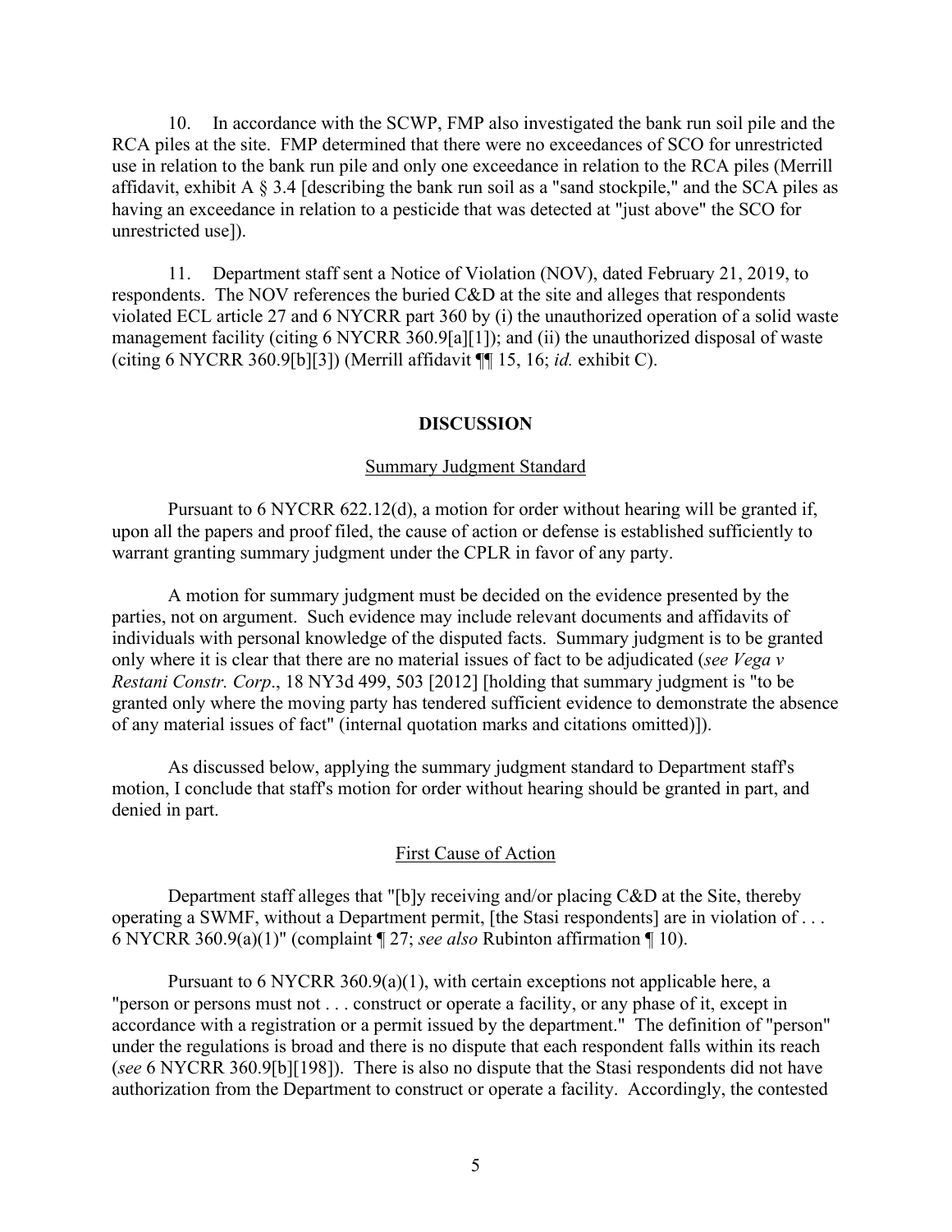10. In accordance with the SCWP, FMP also investigated the bank run soil pile and the RCA piles at the site. FMP determined that there were no exceedances of SCO for unrestricted use in relation to the bank run pile and only one exceedance in relation to the RCA piles (Merrill affidavit, exhibit A § 3.4 [describing the bank run soil as a "sand stockpile," and the SCA piles as having an exceedance in relation to a pesticide that was detected at "just above" the SCO for unrestricted use]).

11. Department staff sent a Notice of Violation (NOV), dated February 21, 2019, to respondents. The NOV references the buried C&D at the site and alleges that respondents violated ECL article 27 and 6 NYCRR part 360 by (i) the unauthorized operation of a solid waste management facility (citing 6 NYCRR 360.9[a][1]); and (ii) the unauthorized disposal of waste (citing 6 NYCRR 360.9[b][3]) (Merrill affidavit ¶¶ 15, 16; *id.* exhibit C).

## DISCUSSION

### Summary Judgment Standard

Pursuant to 6 NYCRR 622.12(d), a motion for order without hearing will be granted if, upon all the papers and proof filed, the cause of action or defense is established sufficiently to warrant granting summary judgment under the CPLR in favor of any party.

A motion for summary judgment must be decided on the evidence presented by the parties, not on argument. Such evidence may include relevant documents and affidavits of individuals with personal knowledge of the disputed facts. Summary judgment is to be granted only where it is clear that there are no material issues of fact to be adjudicated (*see Vega v Restani Constr. Corp*., 18 NY3d 499, 503 [2012] [holding that summary judgment is "to be granted only where the moving party has tendered sufficient evidence to demonstrate the absence of any material issues of fact" (internal quotation marks and citations omitted)]).

As discussed below, applying the summary judgment standard to Department staff's motion, I conclude that staff's motion for order without hearing should be granted in part, and denied in part.

### First Cause of Action

Department staff alleges that "[b]y receiving and/or placing C&D at the Site, thereby operating a SWMF, without a Department permit, [the Stasi respondents] are in violation of . . . 6 NYCRR 360.9(a)(1)" (complaint ¶ 27; *see also* Rubinton affirmation ¶ 10).

Pursuant to 6 NYCRR 360.9(a)(1), with certain exceptions not applicable here, a "person or persons must not . . . construct or operate a facility, or any phase of it, except in accordance with a registration or a permit issued by the department." The definition of "person" under the regulations is broad and there is no dispute that each respondent falls within its reach (*see* 6 NYCRR 360.9[b][198]). There is also no dispute that the Stasi respondents did not have authorization from the Department to construct or operate a facility. Accordingly, the contested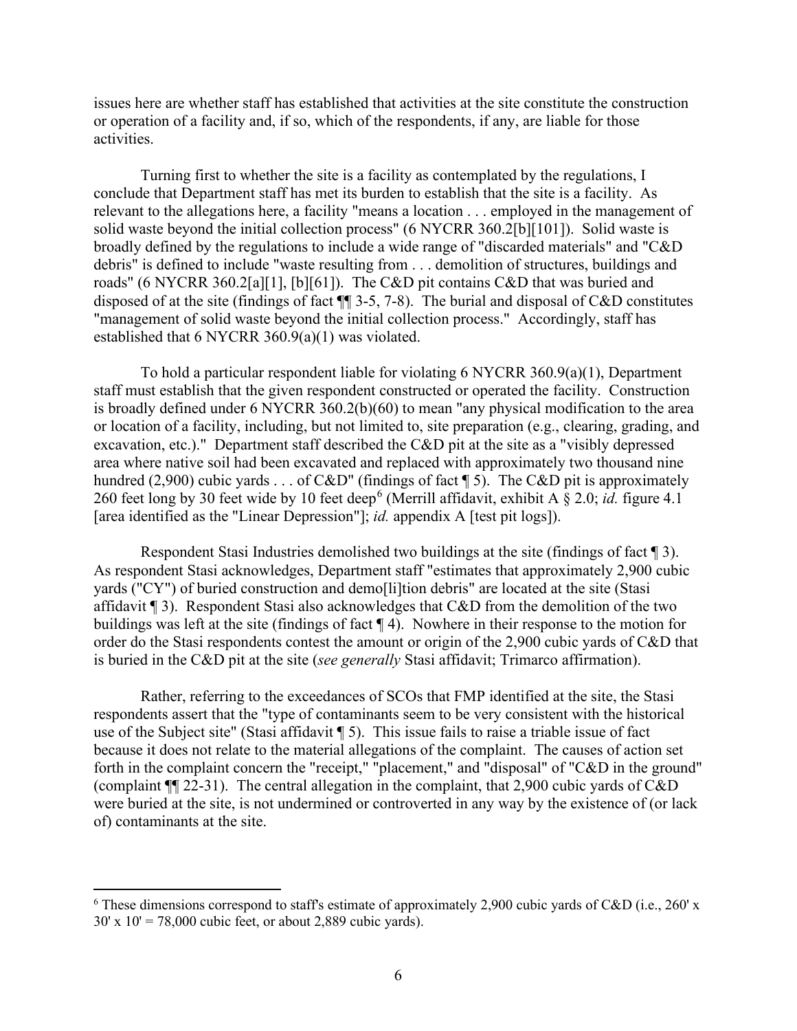issues here are whether staff has established that activities at the site constitute the construction or operation of a facility and, if so, which of the respondents, if any, are liable for those activities.

Turning first to whether the site is a facility as contemplated by the regulations, I conclude that Department staff has met its burden to establish that the site is a facility. As relevant to the allegations here, a facility "means a location . . . employed in the management of solid waste beyond the initial collection process" (6 NYCRR 360.2[b][101]). Solid waste is broadly defined by the regulations to include a wide range of "discarded materials" and "C&D debris" is defined to include "waste resulting from . . . demolition of structures, buildings and roads" (6 NYCRR 360.2[a][1], [b][61]). The C&D pit contains C&D that was buried and disposed of at the site (findings of fact ¶¶ 3-5, 7-8). The burial and disposal of C&D constitutes "management of solid waste beyond the initial collection process." Accordingly, staff has established that 6 NYCRR 360.9(a)(1) was violated.

To hold a particular respondent liable for violating 6 NYCRR 360.9(a)(1), Department staff must establish that the given respondent constructed or operated the facility. Construction is broadly defined under 6 NYCRR 360.2(b)(60) to mean "any physical modification to the area or location of a facility, including, but not limited to, site preparation (e.g., clearing, grading, and excavation, etc.)." Department staff described the C&D pit at the site as a "visibly depressed area where native soil had been excavated and replaced with approximately two thousand nine hundred (2,900) cubic yards . . . of C&D" (findings of fact ¶ 5). The C&D pit is approximately 260 feet long by 30 feet wide by 10 feet deep[6] (Merrill affidavit, exhibit A § 2.0; *id.* figure 4.1 [area identified as the "Linear Depression"]; *id.* appendix A [test pit logs]).

Respondent Stasi Industries demolished two buildings at the site (findings of fact ¶ 3). As respondent Stasi acknowledges, Department staff "estimates that approximately 2,900 cubic yards ("CY") of buried construction and demo[li]tion debris" are located at the site (Stasi affidavit ¶ 3). Respondent Stasi also acknowledges that C&D from the demolition of the two buildings was left at the site (findings of fact ¶ 4). Nowhere in their response to the motion for order do the Stasi respondents contest the amount or origin of the 2,900 cubic yards of C&D that is buried in the C&D pit at the site (*see generally* Stasi affidavit; Trimarco affirmation).

Rather, referring to the exceedances of SCOs that FMP identified at the site, the Stasi respondents assert that the "type of contaminants seem to be very consistent with the historical use of the Subject site" (Stasi affidavit ¶ 5). This issue fails to raise a triable issue of fact because it does not relate to the material allegations of the complaint. The causes of action set forth in the complaint concern the "receipt," "placement," and "disposal" of "C&D in the ground" (complaint ¶¶ 22-31). The central allegation in the complaint, that 2,900 cubic yards of C&D were buried at the site, is not undermined or controverted in any way by the existence of (or lack of) contaminants at the site.

---

[6] These dimensions correspond to staff's estimate of approximately 2,900 cubic yards of C&D (i.e., 260' x 30' x 10' = 78,000 cubic feet, or about 2,889 cubic yards).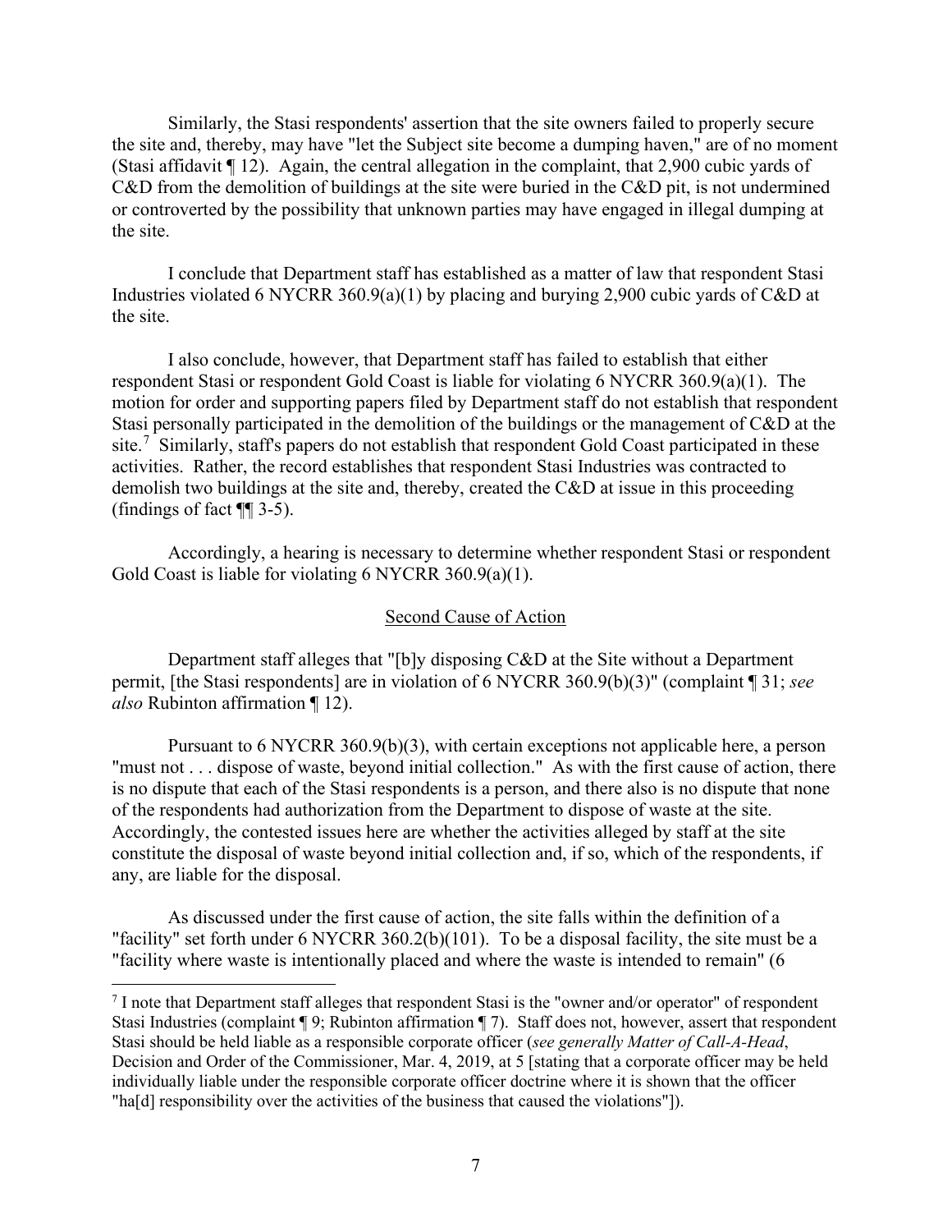Similarly, the Stasi respondents' assertion that the site owners failed to properly secure the site and, thereby, may have "let the Subject site become a dumping haven," are of no moment (Stasi affidavit ¶ 12). Again, the central allegation in the complaint, that 2,900 cubic yards of C&D from the demolition of buildings at the site were buried in the C&D pit, is not undermined or controverted by the possibility that unknown parties may have engaged in illegal dumping at the site.

I conclude that Department staff has established as a matter of law that respondent Stasi Industries violated 6 NYCRR 360.9(a)(1) by placing and burying 2,900 cubic yards of C&D at the site.

I also conclude, however, that Department staff has failed to establish that either respondent Stasi or respondent Gold Coast is liable for violating 6 NYCRR 360.9(a)(1). The motion for order and supporting papers filed by Department staff do not establish that respondent Stasi personally participated in the demolition of the buildings or the management of C&D at the site.[7] Similarly, staff's papers do not establish that respondent Gold Coast participated in these activities. Rather, the record establishes that respondent Stasi Industries was contracted to demolish two buildings at the site and, thereby, created the C&D at issue in this proceeding (findings of fact ¶¶ 3-5).

Accordingly, a hearing is necessary to determine whether respondent Stasi or respondent Gold Coast is liable for violating 6 NYCRR 360.9(a)(1).

## Second Cause of Action

Department staff alleges that "[b]y disposing C&D at the Site without a Department permit, [the Stasi respondents] are in violation of 6 NYCRR 360.9(b)(3)" (complaint ¶ 31; *see also* Rubinton affirmation ¶ 12).

Pursuant to 6 NYCRR 360.9(b)(3), with certain exceptions not applicable here, a person "must not . . . dispose of waste, beyond initial collection." As with the first cause of action, there is no dispute that each of the Stasi respondents is a person, and there also is no dispute that none of the respondents had authorization from the Department to dispose of waste at the site. Accordingly, the contested issues here are whether the activities alleged by staff at the site constitute the disposal of waste beyond initial collection and, if so, which of the respondents, if any, are liable for the disposal.

As discussed under the first cause of action, the site falls within the definition of a "facility" set forth under 6 NYCRR 360.2(b)(101). To be a disposal facility, the site must be a "facility where waste is intentionally placed and where the waste is intended to remain" (6

---

[7] I note that Department staff alleges that respondent Stasi is the "owner and/or operator" of respondent Stasi Industries (complaint ¶ 9; Rubinton affirmation ¶ 7). Staff does not, however, assert that respondent Stasi should be held liable as a responsible corporate officer (*see generally Matter of Call-A-Head*, Decision and Order of the Commissioner, Mar. 4, 2019, at 5 [stating that a corporate officer may be held individually liable under the responsible corporate officer doctrine where it is shown that the officer "ha[d] responsibility over the activities of the business that caused the violations"]).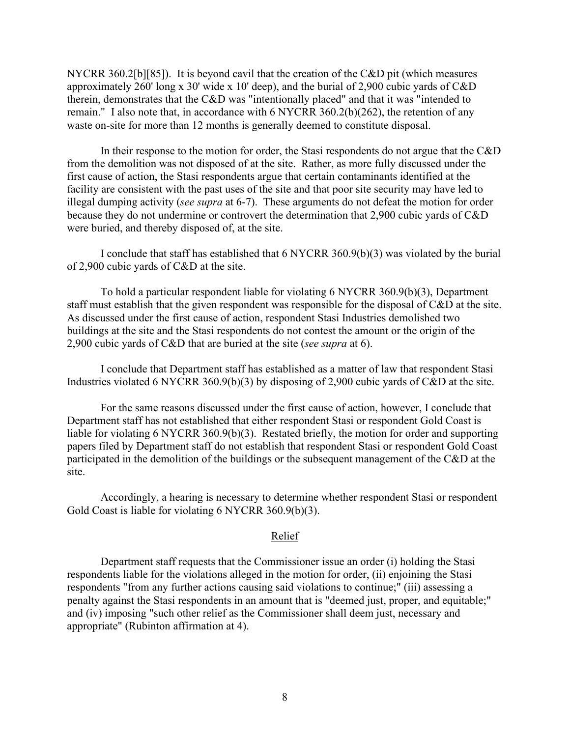NYCRR 360.2[b][85]). It is beyond cavil that the creation of the C&D pit (which measures approximately 260' long x 30' wide x 10' deep), and the burial of 2,900 cubic yards of C&D therein, demonstrates that the C&D was "intentionally placed" and that it was "intended to remain." I also note that, in accordance with 6 NYCRR 360.2(b)(262), the retention of any waste on-site for more than 12 months is generally deemed to constitute disposal.

In their response to the motion for order, the Stasi respondents do not argue that the C&D from the demolition was not disposed of at the site. Rather, as more fully discussed under the first cause of action, the Stasi respondents argue that certain contaminants identified at the facility are consistent with the past uses of the site and that poor site security may have led to illegal dumping activity (*see supra* at 6-7). These arguments do not defeat the motion for order because they do not undermine or controvert the determination that 2,900 cubic yards of C&D were buried, and thereby disposed of, at the site.

I conclude that staff has established that 6 NYCRR 360.9(b)(3) was violated by the burial of 2,900 cubic yards of C&D at the site.

To hold a particular respondent liable for violating 6 NYCRR 360.9(b)(3), Department staff must establish that the given respondent was responsible for the disposal of C&D at the site. As discussed under the first cause of action, respondent Stasi Industries demolished two buildings at the site and the Stasi respondents do not contest the amount or the origin of the 2,900 cubic yards of C&D that are buried at the site (*see supra* at 6).

I conclude that Department staff has established as a matter of law that respondent Stasi Industries violated 6 NYCRR 360.9(b)(3) by disposing of 2,900 cubic yards of C&D at the site.

For the same reasons discussed under the first cause of action, however, I conclude that Department staff has not established that either respondent Stasi or respondent Gold Coast is liable for violating 6 NYCRR 360.9(b)(3). Restated briefly, the motion for order and supporting papers filed by Department staff do not establish that respondent Stasi or respondent Gold Coast participated in the demolition of the buildings or the subsequent management of the C&D at the site.

Accordingly, a hearing is necessary to determine whether respondent Stasi or respondent Gold Coast is liable for violating 6 NYCRR 360.9(b)(3).

## Relief

Department staff requests that the Commissioner issue an order (i) holding the Stasi respondents liable for the violations alleged in the motion for order, (ii) enjoining the Stasi respondents "from any further actions causing said violations to continue;" (iii) assessing a penalty against the Stasi respondents in an amount that is "deemed just, proper, and equitable;" and (iv) imposing "such other relief as the Commissioner shall deem just, necessary and appropriate" (Rubinton affirmation at 4).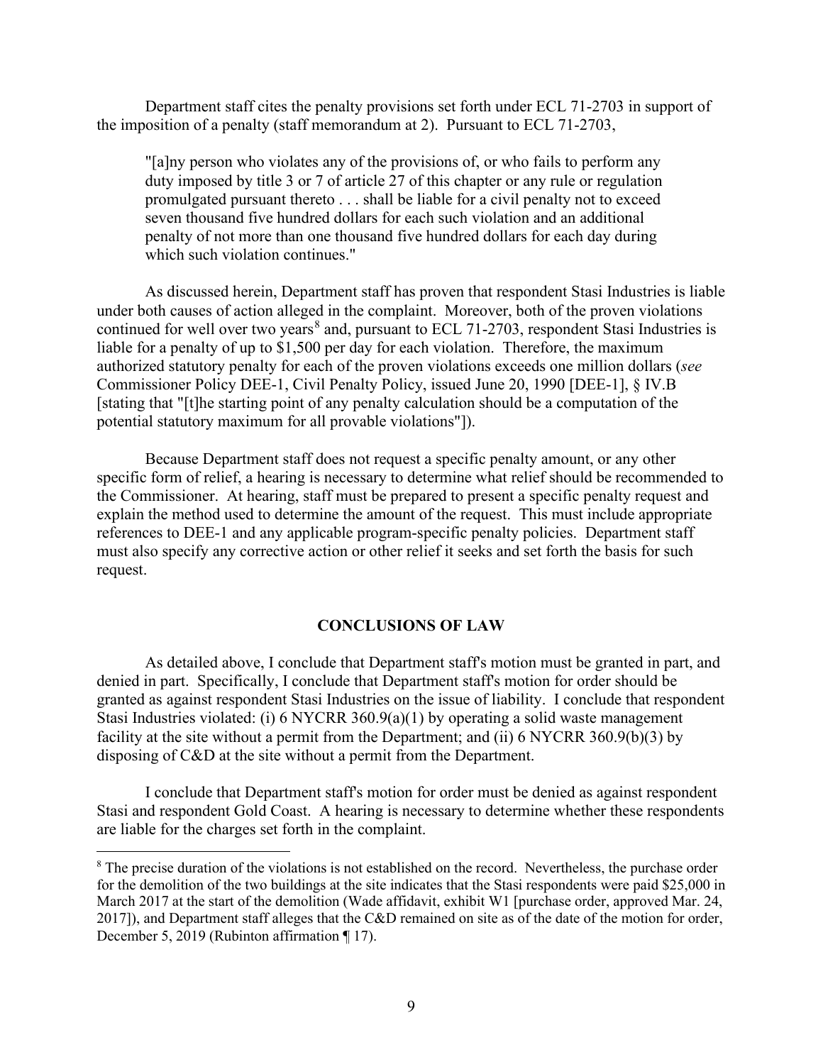Department staff cites the penalty provisions set forth under ECL 71-2703 in support of the imposition of a penalty (staff memorandum at 2). Pursuant to ECL 71-2703,

> "[a]ny person who violates any of the provisions of, or who fails to perform any duty imposed by title 3 or 7 of article 27 of this chapter or any rule or regulation promulgated pursuant thereto . . . shall be liable for a civil penalty not to exceed seven thousand five hundred dollars for each such violation and an additional penalty of not more than one thousand five hundred dollars for each day during which such violation continues."

As discussed herein, Department staff has proven that respondent Stasi Industries is liable under both causes of action alleged in the complaint. Moreover, both of the proven violations continued for well over two years[8] and, pursuant to ECL 71-2703, respondent Stasi Industries is liable for a penalty of up to $1,500 per day for each violation. Therefore, the maximum authorized statutory penalty for each of the proven violations exceeds one million dollars (*see* Commissioner Policy DEE-1, Civil Penalty Policy, issued June 20, 1990 [DEE-1], § IV.B [stating that "[t]he starting point of any penalty calculation should be a computation of the potential statutory maximum for all provable violations"]).

Because Department staff does not request a specific penalty amount, or any other specific form of relief, a hearing is necessary to determine what relief should be recommended to the Commissioner. At hearing, staff must be prepared to present a specific penalty request and explain the method used to determine the amount of the request. This must include appropriate references to DEE-1 and any applicable program-specific penalty policies. Department staff must also specify any corrective action or other relief it seeks and set forth the basis for such request.

## CONCLUSIONS OF LAW

As detailed above, I conclude that Department staff's motion must be granted in part, and denied in part. Specifically, I conclude that Department staff's motion for order should be granted as against respondent Stasi Industries on the issue of liability. I conclude that respondent Stasi Industries violated: (i) 6 NYCRR 360.9(a)(1) by operating a solid waste management facility at the site without a permit from the Department; and (ii) 6 NYCRR 360.9(b)(3) by disposing of C&D at the site without a permit from the Department.

I conclude that Department staff's motion for order must be denied as against respondent Stasi and respondent Gold Coast. A hearing is necessary to determine whether these respondents are liable for the charges set forth in the complaint.

---

[8] The precise duration of the violations is not established on the record. Nevertheless, the purchase order for the demolition of the two buildings at the site indicates that the Stasi respondents were paid $25,000 in March 2017 at the start of the demolition (Wade affidavit, exhibit W1 [purchase order, approved Mar. 24, 2017]), and Department staff alleges that the C&D remained on site as of the date of the motion for order, December 5, 2019 (Rubinton affirmation ¶ 17).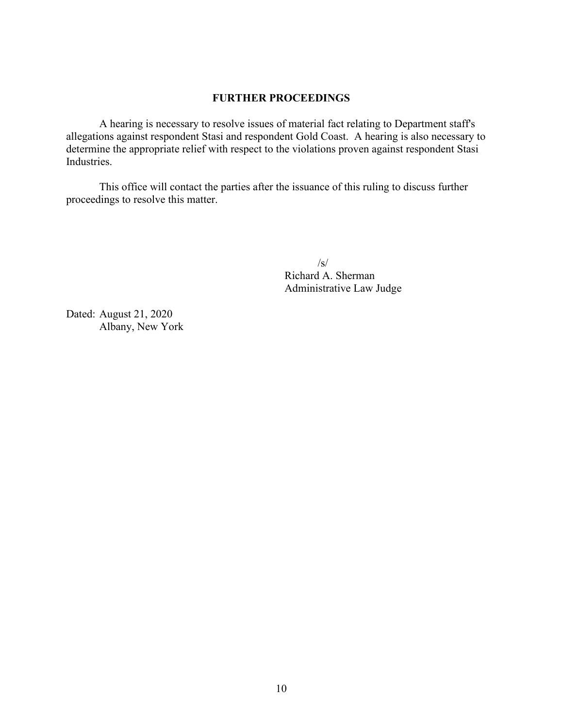## FURTHER PROCEEDINGS

A hearing is necessary to resolve issues of material fact relating to Department staff's allegations against respondent Stasi and respondent Gold Coast. A hearing is also necessary to determine the appropriate relief with respect to the violations proven against respondent Stasi Industries.

This office will contact the parties after the issuance of this ruling to discuss further proceedings to resolve this matter.

/s/
Richard A. Sherman
Administrative Law Judge

Dated: August 21, 2020
Albany, New York